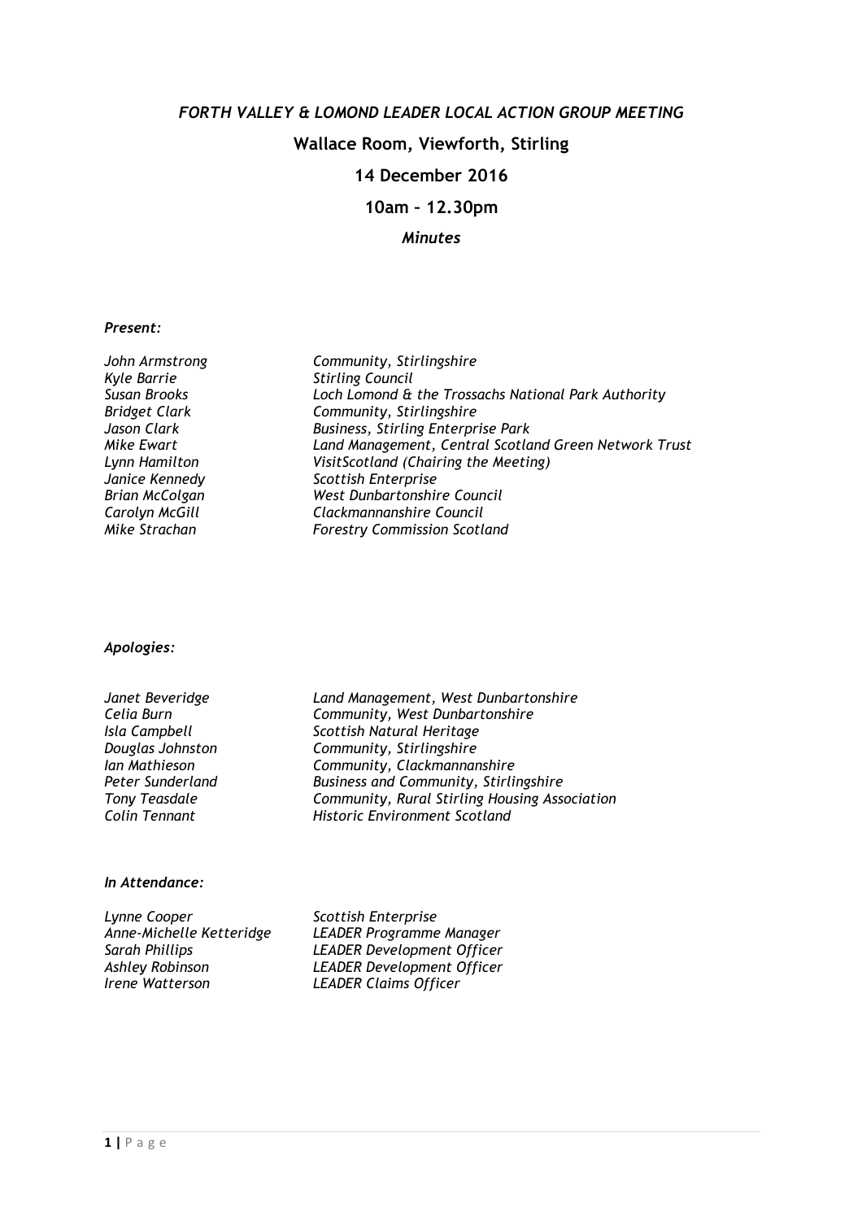*FORTH VALLEY & LOMOND LEADER LOCAL ACTION GROUP MEETING*

**Wallace Room, Viewforth, Stirling**

**14 December 2016**

**10am – 12.30pm**

***Minutes***

***Present:***

| | |
|---|---|
| *John Armstrong* | *Community, Stirlingshire* |
| *Kyle Barrie* | *Stirling Council* |
| *Susan Brooks* | *Loch Lomond & the Trossachs National Park Authority* |
| *Bridget Clark* | *Community, Stirlingshire* |
| *Jason Clark* | *Business, Stirling Enterprise Park* |
| *Mike Ewart* | *Land Management, Central Scotland Green Network Trust* |
| *Lynn Hamilton* | *VisitScotland (Chairing the Meeting)* |
| *Janice Kennedy* | *Scottish Enterprise* |
| *Brian McColgan* | *West Dunbartonshire Council* |
| *Carolyn McGill* | *Clackmannanshire Council* |
| *Mike Strachan* | *Forestry Commission Scotland* |

***Apologies:***

| | |
|---|---|
| *Janet Beveridge* | *Land Management, West Dunbartonshire* |
| *Celia Burn* | *Community, West Dunbartonshire* |
| *Isla Campbell* | *Scottish Natural Heritage* |
| *Douglas Johnston* | *Community, Stirlingshire* |
| *Ian Mathieson* | *Community, Clackmannanshire* |
| *Peter Sunderland* | *Business and Community, Stirlingshire* |
| *Tony Teasdale* | *Community, Rural Stirling Housing Association* |
| *Colin Tennant* | *Historic Environment Scotland* |

***In Attendance:***

| | |
|---|---|
| *Lynne Cooper* | *Scottish Enterprise* |
| *Anne-Michelle Ketteridge* | *LEADER Programme Manager* |
| *Sarah Phillips* | *LEADER Development Officer* |
| *Ashley Robinson* | *LEADER Development Officer* |
| *Irene Watterson* | *LEADER Claims Officer* |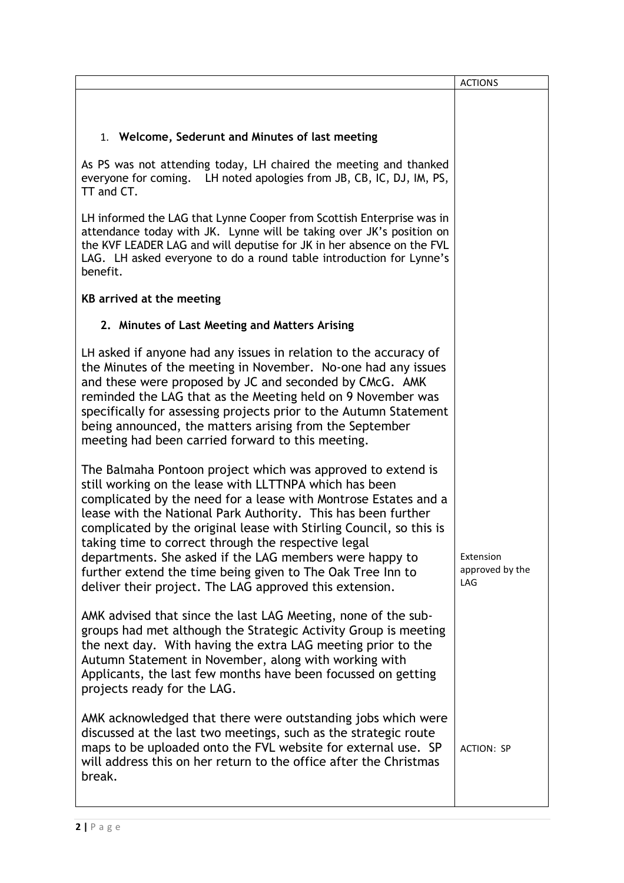| | ACTIONS |
|---|---|
| 1. **Welcome, Sederunt and Minutes of last meeting** | |
| As PS was not attending today, LH chaired the meeting and thanked everyone for coming. LH noted apologies from JB, CB, IC, DJ, IM, PS, TT and CT. | |
| LH informed the LAG that Lynne Cooper from Scottish Enterprise was in attendance today with JK. Lynne will be taking over JK's position on the KVF LEADER LAG and will deputise for JK in her absence on the FVL LAG. LH asked everyone to do a round table introduction for Lynne's benefit. | |
| **KB arrived at the meeting** | |
| 2. **Minutes of Last Meeting and Matters Arising** | |
| LH asked if anyone had any issues in relation to the accuracy of the Minutes of the meeting in November. No-one had any issues and these were proposed by JC and seconded by CMcG. AMK reminded the LAG that as the Meeting held on 9 November was specifically for assessing projects prior to the Autumn Statement being announced, the matters arising from the September meeting had been carried forward to this meeting. | |
| The Balmaha Pontoon project which was approved to extend is still working on the lease with LLTTNPA which has been complicated by the need for a lease with Montrose Estates and a lease with the National Park Authority. This has been further complicated by the original lease with Stirling Council, so this is taking time to correct through the respective legal departments. She asked if the LAG members were happy to further extend the time being given to The Oak Tree Inn to deliver their project. The LAG approved this extension. | Extension approved by the LAG |
| AMK advised that since the last LAG Meeting, none of the sub-groups had met although the Strategic Activity Group is meeting the next day. With having the extra LAG meeting prior to the Autumn Statement in November, along with working with Applicants, the last few months have been focussed on getting projects ready for the LAG. | |
| AMK acknowledged that there were outstanding jobs which were discussed at the last two meetings, such as the strategic route maps to be uploaded onto the FVL website for external use. SP will address this on her return to the office after the Christmas break. | ACTION: SP |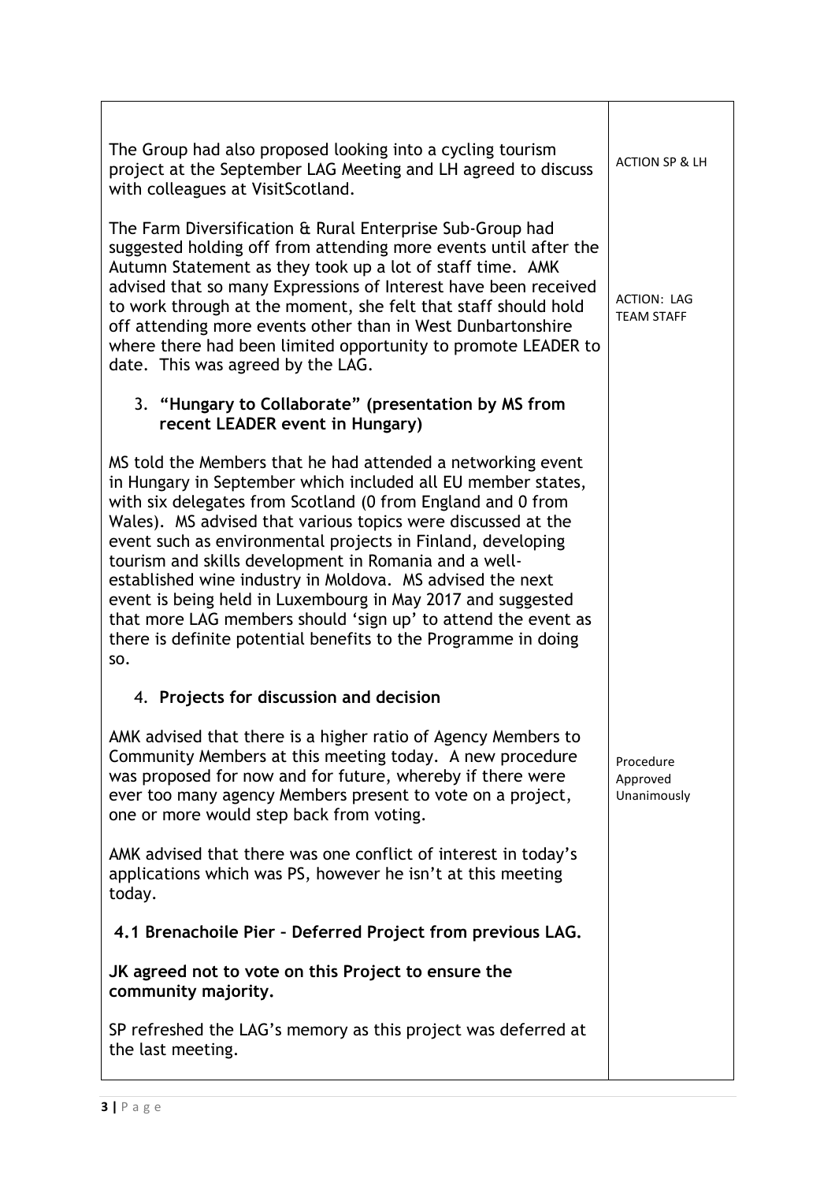| | |
|---|---|
| The Group had also proposed looking into a cycling tourism project at the September LAG Meeting and LH agreed to discuss with colleagues at VisitScotland. | ACTION SP & LH |
| The Farm Diversification & Rural Enterprise Sub-Group had suggested holding off from attending more events until after the Autumn Statement as they took up a lot of staff time. AMK advised that so many Expressions of Interest have been received to work through at the moment, she felt that staff should hold off attending more events other than in West Dunbartonshire where there had been limited opportunity to promote LEADER to date. This was agreed by the LAG. | ACTION: LAG TEAM STAFF |
| 3. **"Hungary to Collaborate" (presentation by MS from recent LEADER event in Hungary)** | |
| MS told the Members that he had attended a networking event in Hungary in September which included all EU member states, with six delegates from Scotland (0 from England and 0 from Wales). MS advised that various topics were discussed at the event such as environmental projects in Finland, developing tourism and skills development in Romania and a well-established wine industry in Moldova. MS advised the next event is being held in Luxembourg in May 2017 and suggested that more LAG members should 'sign up' to attend the event as there is definite potential benefits to the Programme in doing so. | |
| 4. **Projects for discussion and decision** | |
| AMK advised that there is a higher ratio of Agency Members to Community Members at this meeting today. A new procedure was proposed for now and for future, whereby if there were ever too many agency Members present to vote on a project, one or more would step back from voting. | Procedure Approved Unanimously |
| AMK advised that there was one conflict of interest in today's applications which was PS, however he isn't at this meeting today. | |
| **4.1 Brenachoile Pier – Deferred Project from previous LAG.** | |
| **JK agreed not to vote on this Project to ensure the community majority.** | |
| SP refreshed the LAG's memory as this project was deferred at the last meeting. | |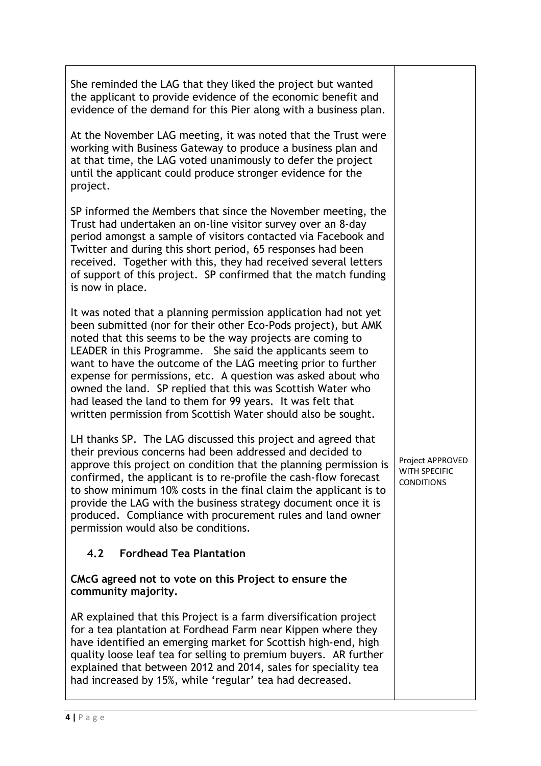| | |
|---|---|
| She reminded the LAG that they liked the project but wanted the applicant to provide evidence of the economic benefit and evidence of the demand for this Pier along with a business plan.<br><br>At the November LAG meeting, it was noted that the Trust were working with Business Gateway to produce a business plan and at that time, the LAG voted unanimously to defer the project until the applicant could produce stronger evidence for the project.<br><br>SP informed the Members that since the November meeting, the Trust had undertaken an on-line visitor survey over an 8-day period amongst a sample of visitors contacted via Facebook and Twitter and during this short period, 65 responses had been received. Together with this, they had received several letters of support of this project. SP confirmed that the match funding is now in place.<br><br>It was noted that a planning permission application had not yet been submitted (nor for their other Eco-Pods project), but AMK noted that this seems to be the way projects are coming to LEADER in this Programme. She said the applicants seem to want to have the outcome of the LAG meeting prior to further expense for permissions, etc. A question was asked about who owned the land. SP replied that this was Scottish Water who had leased the land to them for 99 years. It was felt that written permission from Scottish Water should also be sought.<br><br>LH thanks SP. The LAG discussed this project and agreed that their previous concerns had been addressed and decided to approve this project on condition that the planning permission is confirmed, the applicant is to re-profile the cash-flow forecast to show minimum 10% costs in the final claim the applicant is to provide the LAG with the business strategy document once it is produced. Compliance with procurement rules and land owner permission would also be conditions. | Project APPROVED WITH SPECIFIC CONDITIONS |
| **4.2 Fordhead Tea Plantation**<br><br>**CMcG agreed not to vote on this Project to ensure the community majority.**<br><br>AR explained that this Project is a farm diversification project for a tea plantation at Fordhead Farm near Kippen where they have identified an emerging market for Scottish high-end, high quality loose leaf tea for selling to premium buyers. AR further explained that between 2012 and 2014, sales for speciality tea had increased by 15%, while 'regular' tea had decreased. | |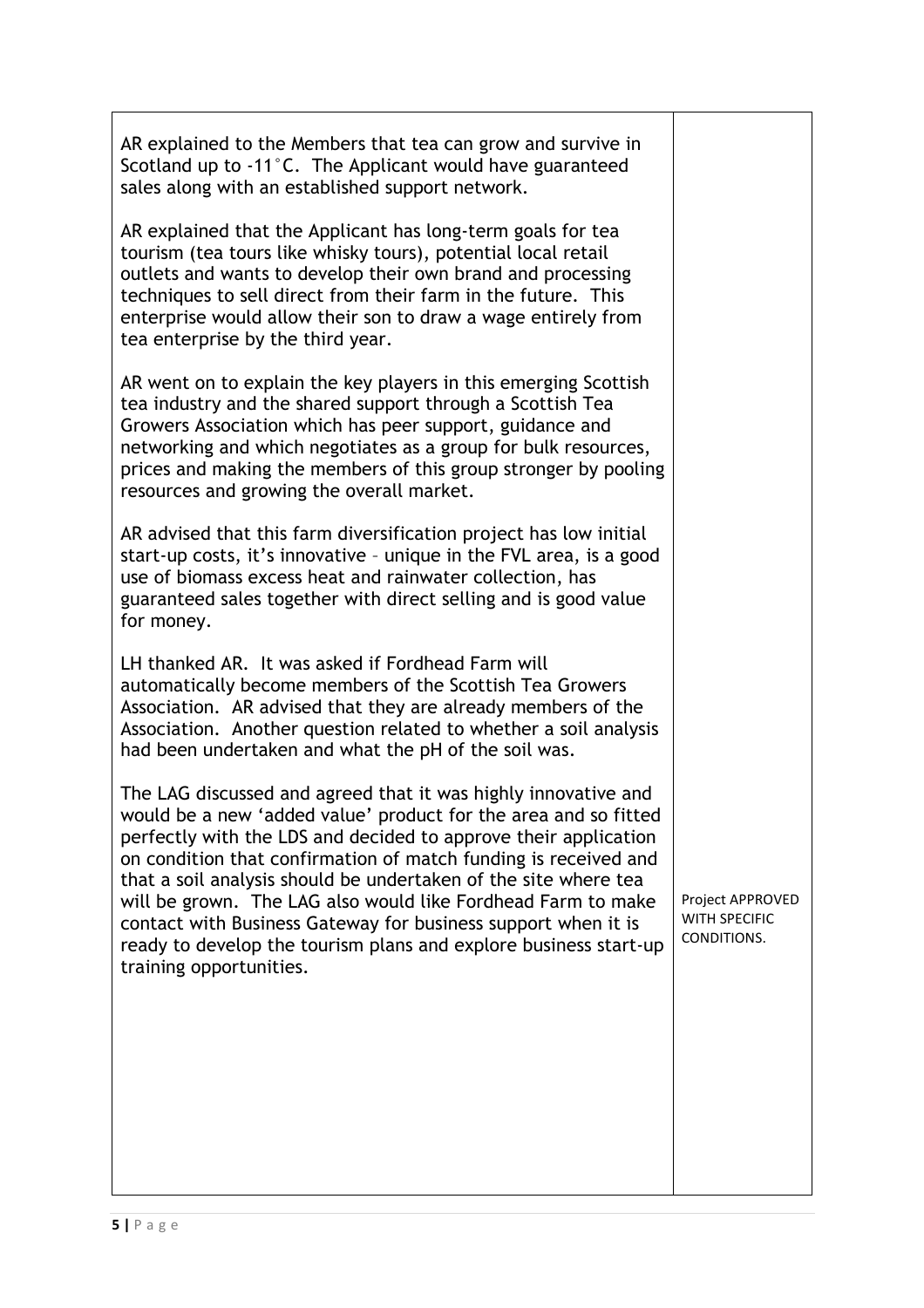| | |
|---|---|
| AR explained to the Members that tea can grow and survive in Scotland up to -11°C. The Applicant would have guaranteed sales along with an established support network.<br><br>AR explained that the Applicant has long-term goals for tea tourism (tea tours like whisky tours), potential local retail outlets and wants to develop their own brand and processing techniques to sell direct from their farm in the future. This enterprise would allow their son to draw a wage entirely from tea enterprise by the third year.<br><br>AR went on to explain the key players in this emerging Scottish tea industry and the shared support through a Scottish Tea Growers Association which has peer support, guidance and networking and which negotiates as a group for bulk resources, prices and making the members of this group stronger by pooling resources and growing the overall market.<br><br>AR advised that this farm diversification project has low initial start-up costs, it's innovative – unique in the FVL area, is a good use of biomass excess heat and rainwater collection, has guaranteed sales together with direct selling and is good value for money.<br><br>LH thanked AR. It was asked if Fordhead Farm will automatically become members of the Scottish Tea Growers Association. AR advised that they are already members of the Association. Another question related to whether a soil analysis had been undertaken and what the pH of the soil was.<br><br>The LAG discussed and agreed that it was highly innovative and would be a new 'added value' product for the area and so fitted perfectly with the LDS and decided to approve their application on condition that confirmation of match funding is received and that a soil analysis should be undertaken of the site where tea will be grown. The LAG also would like Fordhead Farm to make contact with Business Gateway for business support when it is ready to develop the tourism plans and explore business start-up training opportunities. | Project APPROVED WITH SPECIFIC CONDITIONS. |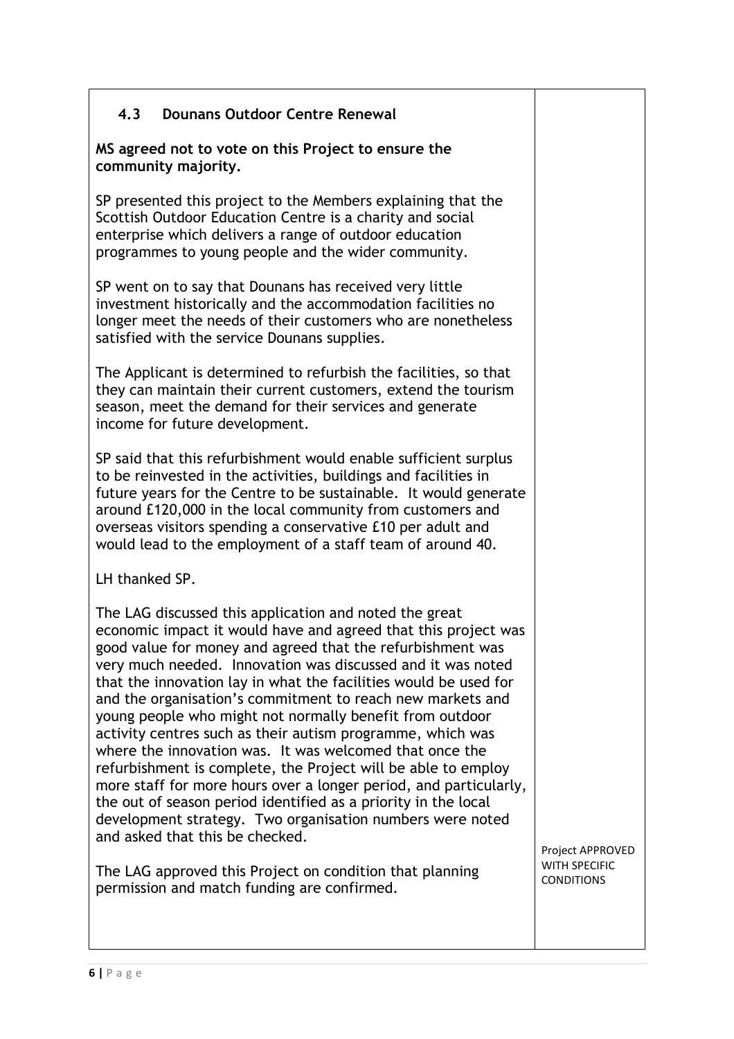| | |
|---|---|
| **4.3 Dounans Outdoor Centre Renewal**<br><br>**MS agreed not to vote on this Project to ensure the community majority.**<br><br>SP presented this project to the Members explaining that the Scottish Outdoor Education Centre is a charity and social enterprise which delivers a range of outdoor education programmes to young people and the wider community.<br><br>SP went on to say that Dounans has received very little investment historically and the accommodation facilities no longer meet the needs of their customers who are nonetheless satisfied with the service Dounans supplies.<br><br>The Applicant is determined to refurbish the facilities, so that they can maintain their current customers, extend the tourism season, meet the demand for their services and generate income for future development.<br><br>SP said that this refurbishment would enable sufficient surplus to be reinvested in the activities, buildings and facilities in future years for the Centre to be sustainable. It would generate around £120,000 in the local community from customers and overseas visitors spending a conservative £10 per adult and would lead to the employment of a staff team of around 40.<br><br>LH thanked SP.<br><br>The LAG discussed this application and noted the great economic impact it would have and agreed that this project was good value for money and agreed that the refurbishment was very much needed. Innovation was discussed and it was noted that the innovation lay in what the facilities would be used for and the organisation's commitment to reach new markets and young people who might not normally benefit from outdoor activity centres such as their autism programme, which was where the innovation was. It was welcomed that once the refurbishment is complete, the Project will be able to employ more staff for more hours over a longer period, and particularly, the out of season period identified as a priority in the local development strategy. Two organisation numbers were noted and asked that this be checked.<br><br>The LAG approved this Project on condition that planning permission and match funding are confirmed. | Project APPROVED WITH SPECIFIC CONDITIONS |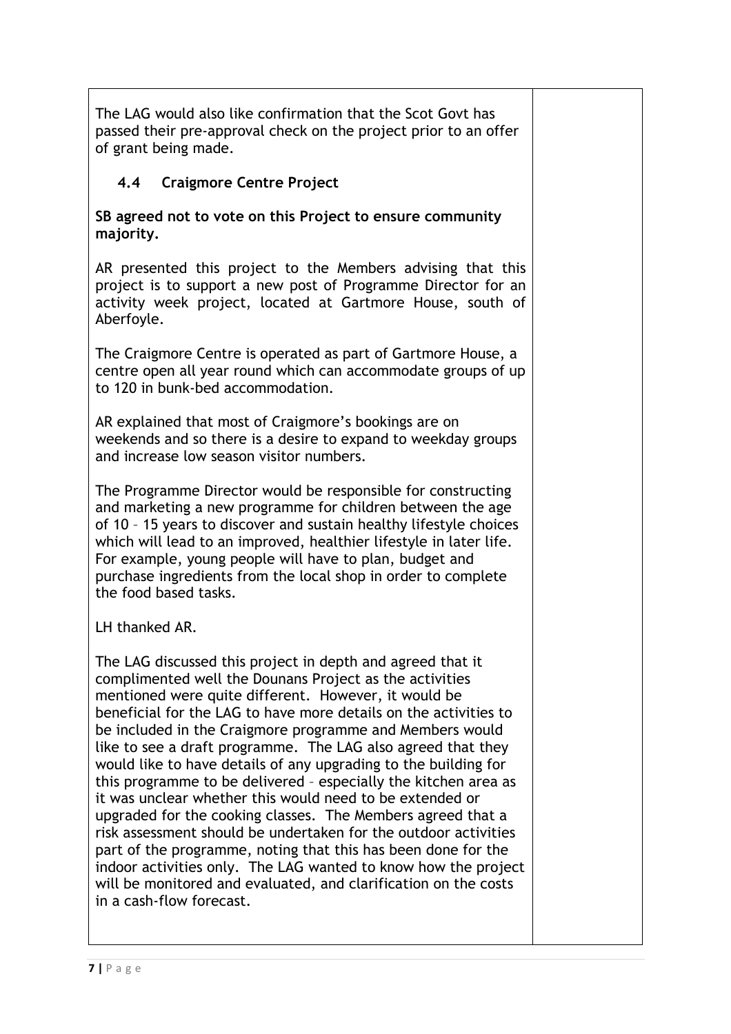The LAG would also like confirmation that the Scot Govt has passed their pre-approval check on the project prior to an offer of grant being made.

### 4.4 Craigmore Centre Project

**SB agreed not to vote on this Project to ensure community majority.**

AR presented this project to the Members advising that this project is to support a new post of Programme Director for an activity week project, located at Gartmore House, south of Aberfoyle.

The Craigmore Centre is operated as part of Gartmore House, a centre open all year round which can accommodate groups of up to 120 in bunk-bed accommodation.

AR explained that most of Craigmore's bookings are on weekends and so there is a desire to expand to weekday groups and increase low season visitor numbers.

The Programme Director would be responsible for constructing and marketing a new programme for children between the age of 10 – 15 years to discover and sustain healthy lifestyle choices which will lead to an improved, healthier lifestyle in later life. For example, young people will have to plan, budget and purchase ingredients from the local shop in order to complete the food based tasks.

LH thanked AR.

The LAG discussed this project in depth and agreed that it complimented well the Dounans Project as the activities mentioned were quite different. However, it would be beneficial for the LAG to have more details on the activities to be included in the Craigmore programme and Members would like to see a draft programme. The LAG also agreed that they would like to have details of any upgrading to the building for this programme to be delivered – especially the kitchen area as it was unclear whether this would need to be extended or upgraded for the cooking classes. The Members agreed that a risk assessment should be undertaken for the outdoor activities part of the programme, noting that this has been done for the indoor activities only. The LAG wanted to know how the project will be monitored and evaluated, and clarification on the costs in a cash-flow forecast.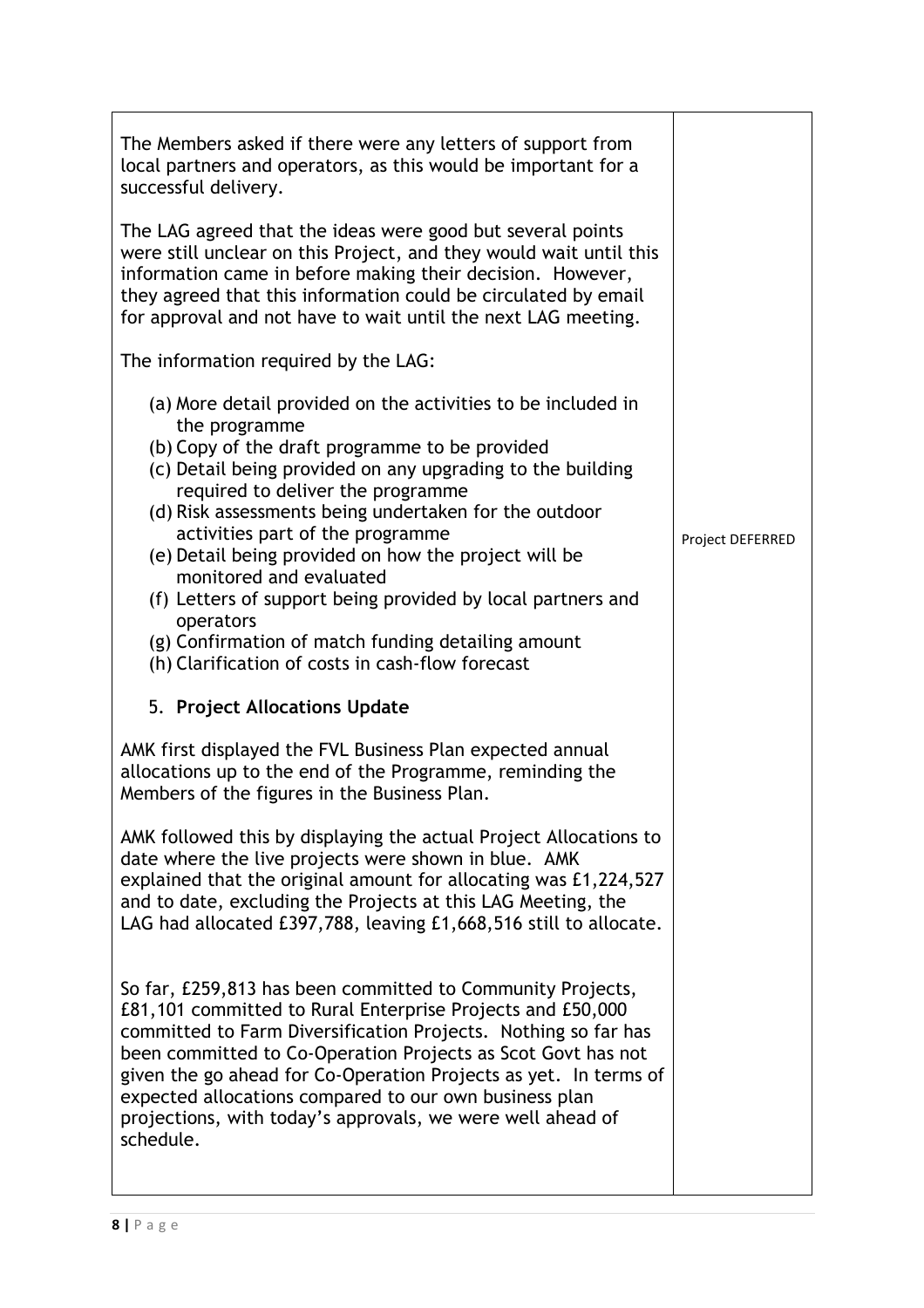| | |
|---|---|
| The Members asked if there were any letters of support from local partners and operators, as this would be important for a successful delivery.<br><br>The LAG agreed that the ideas were good but several points were still unclear on this Project, and they would wait until this information came in before making their decision. However, they agreed that this information could be circulated by email for approval and not have to wait until the next LAG meeting.<br><br>The information required by the LAG:<br><br>(a) More detail provided on the activities to be included in the programme<br>(b) Copy of the draft programme to be provided<br>(c) Detail being provided on any upgrading to the building required to deliver the programme<br>(d) Risk assessments being undertaken for the outdoor activities part of the programme<br>(e) Detail being provided on how the project will be monitored and evaluated<br>(f) Letters of support being provided by local partners and operators<br>(g) Confirmation of match funding detailing amount<br>(h) Clarification of costs in cash-flow forecast | Project DEFERRED |
| 5. **Project Allocations Update**<br><br>AMK first displayed the FVL Business Plan expected annual allocations up to the end of the Programme, reminding the Members of the figures in the Business Plan.<br><br>AMK followed this by displaying the actual Project Allocations to date where the live projects were shown in blue. AMK explained that the original amount for allocating was £1,224,527 and to date, excluding the Projects at this LAG Meeting, the LAG had allocated £397,788, leaving £1,668,516 still to allocate.<br><br>So far, £259,813 has been committed to Community Projects, £81,101 committed to Rural Enterprise Projects and £50,000 committed to Farm Diversification Projects. Nothing so far has been committed to Co-Operation Projects as Scot Govt has not given the go ahead for Co-Operation Projects as yet. In terms of expected allocations compared to our own business plan projections, with today's approvals, we were well ahead of schedule. | |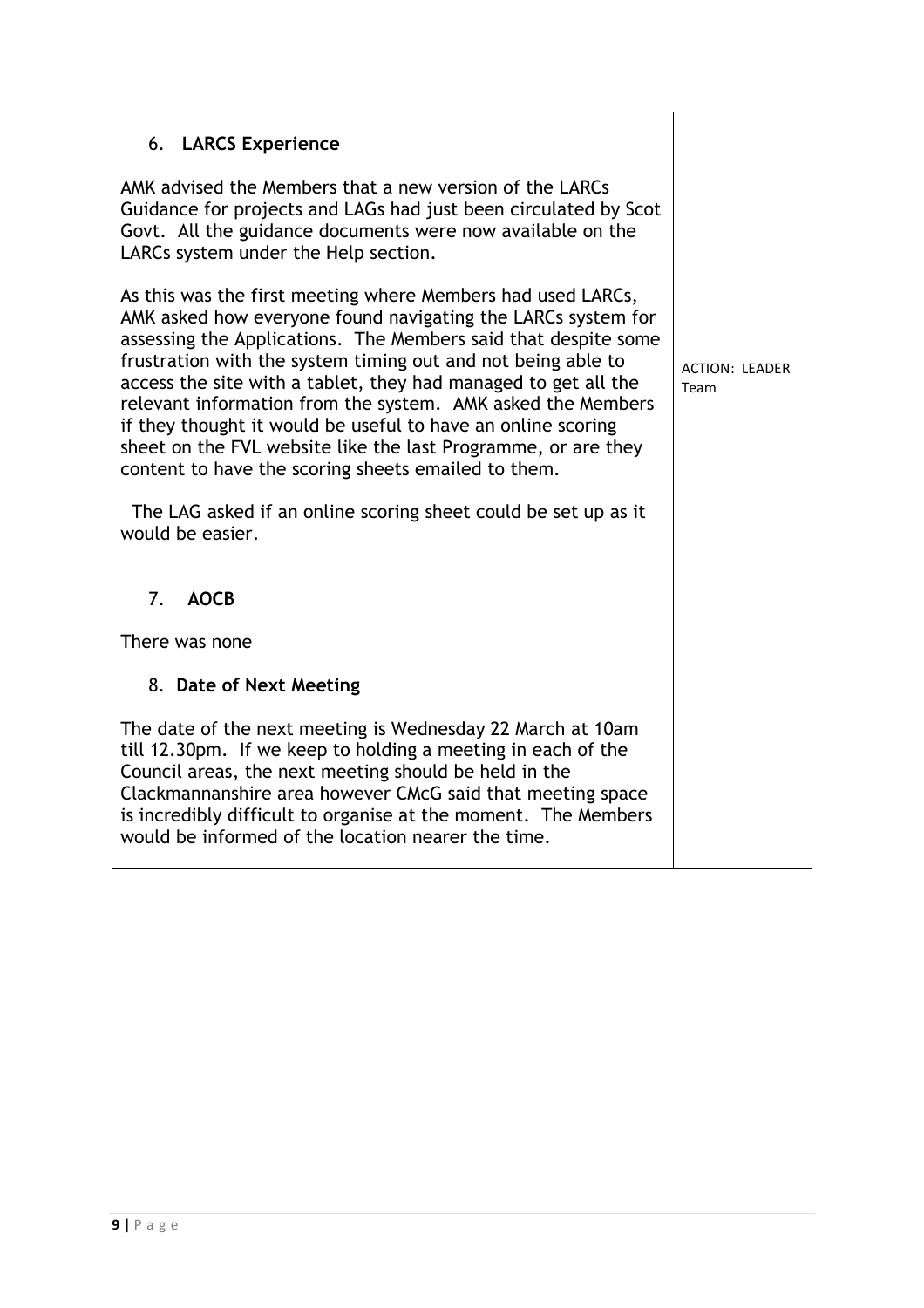| | |
|---|---|
| **6. LARCS Experience**<br><br>AMK advised the Members that a new version of the LARCs Guidance for projects and LAGs had just been circulated by Scot Govt. All the guidance documents were now available on the LARCs system under the Help section.<br><br>As this was the first meeting where Members had used LARCs, AMK asked how everyone found navigating the LARCs system for assessing the Applications. The Members said that despite some frustration with the system timing out and not being able to access the site with a tablet, they had managed to get all the relevant information from the system. AMK asked the Members if they thought it would be useful to have an online scoring sheet on the FVL website like the last Programme, or are they content to have the scoring sheets emailed to them.<br><br>The LAG asked if an online scoring sheet could be set up as it would be easier.<br><br>**7. AOCB**<br><br>There was none<br><br>**8. Date of Next Meeting**<br><br>The date of the next meeting is Wednesday 22 March at 10am till 12.30pm. If we keep to holding a meeting in each of the Council areas, the next meeting should be held in the Clackmannanshire area however CMcG said that meeting space is incredibly difficult to organise at the moment. The Members would be informed of the location nearer the time. | ACTION: LEADER Team |